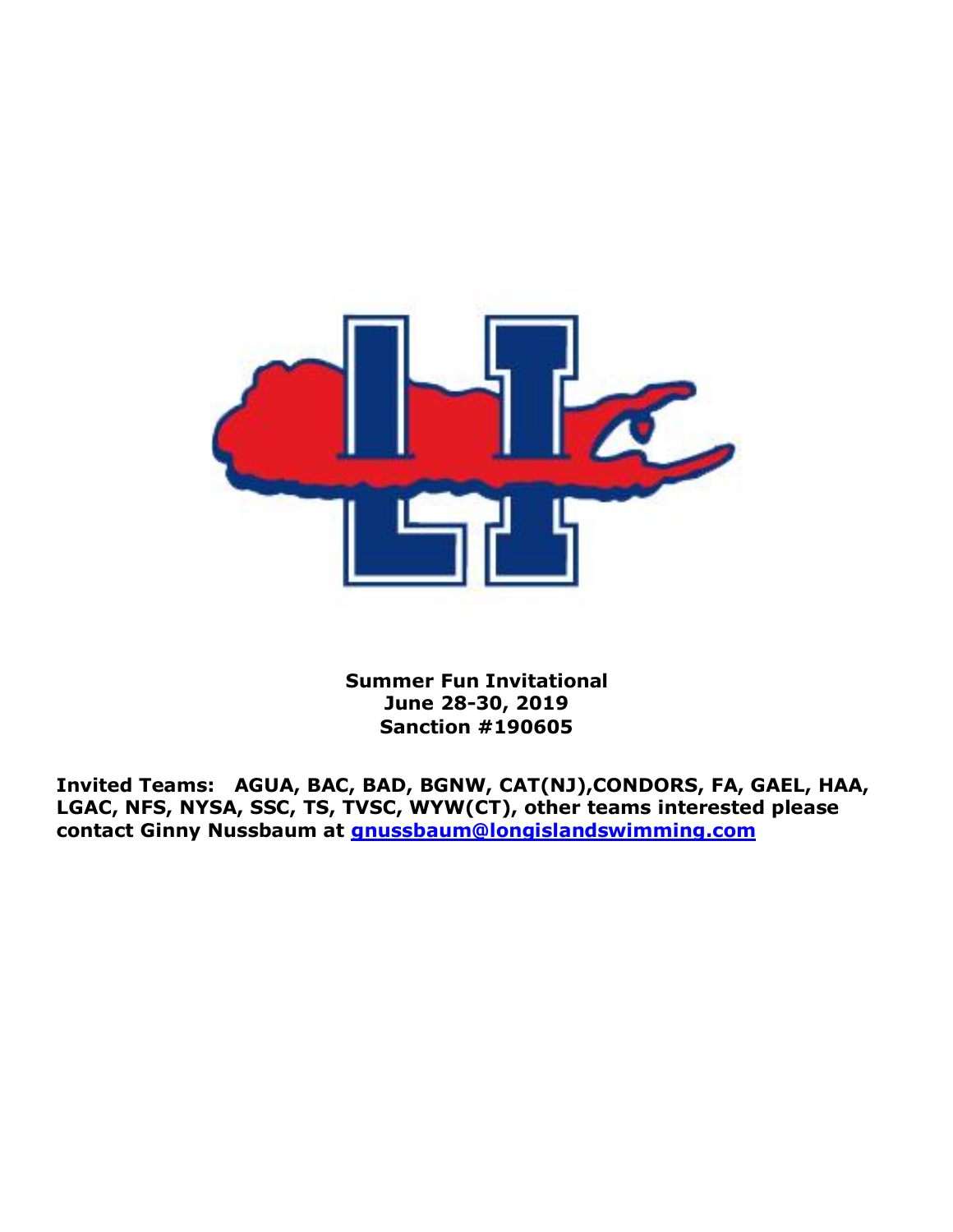**Summer Fun Invitational**
**June 28-30, 2019**
**Sanction #190605**

**Invited Teams: AGUA, BAC, BAD, BGNW, CAT(NJ),CONDORS, FA, GAEL, HAA, LGAC, NFS, NYSA, SSC, TS, TVSC, WYW(CT), other teams interested please contact Ginny Nussbaum at [gnussbaum@longislandswimming.com](mailto:gnussbaum@longislandswimming.com)**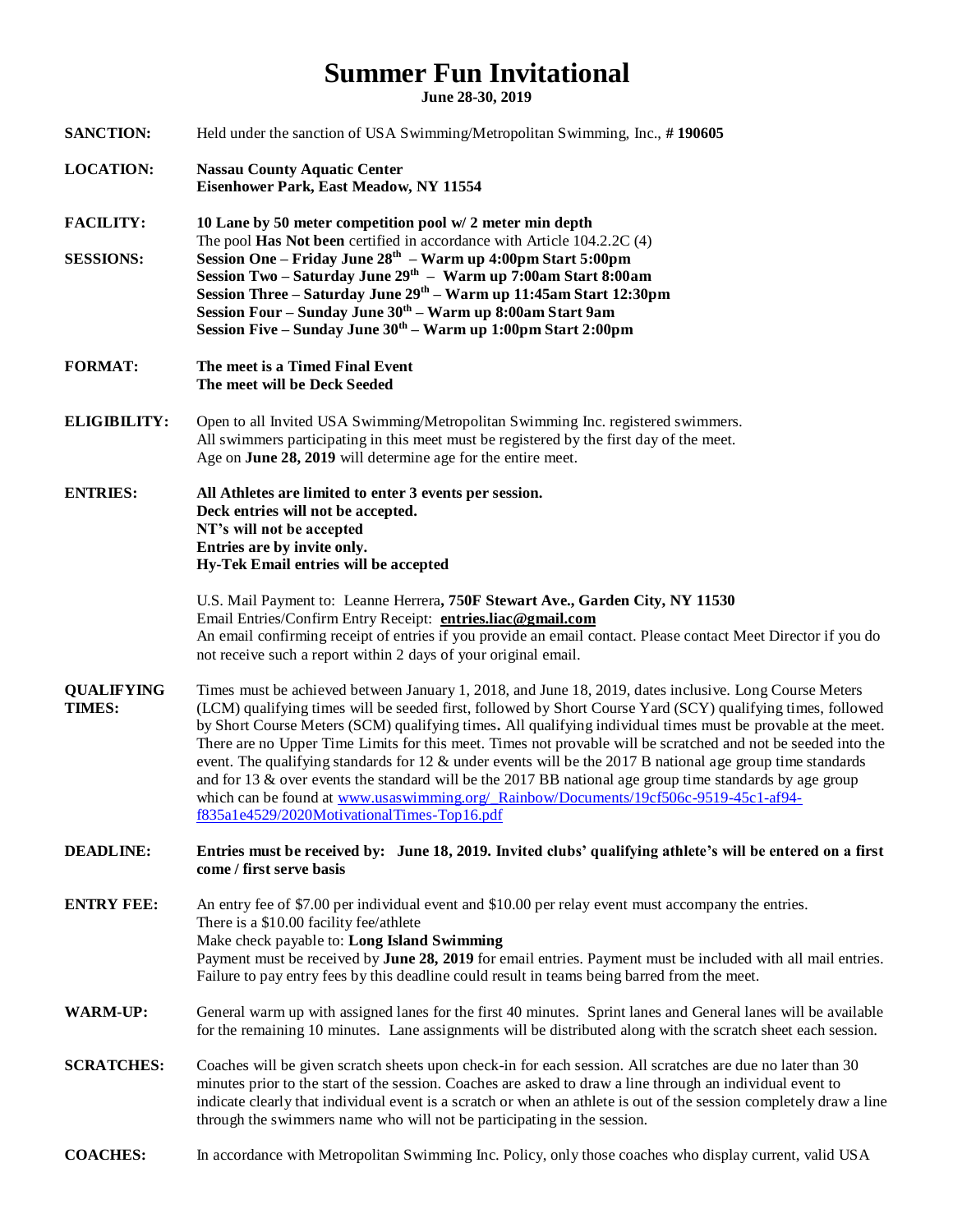# Summer Fun Invitational

**June 28-30, 2019**

**SANCTION:** Held under the sanction of USA Swimming/Metropolitan Swimming, Inc., **# 190605**

**LOCATION:** **Nassau County Aquatic Center**
**Eisenhower Park, East Meadow, NY 11554**

**FACILITY:** **10 Lane by 50 meter competition pool w/ 2 meter min depth**
The pool **Has Not been** certified in accordance with Article 104.2.2C (4)

**SESSIONS:** **Session One – Friday June 28th – Warm up 4:00pm Start 5:00pm**
**Session Two – Saturday June 29th – Warm up 7:00am Start 8:00am**
**Session Three – Saturday June 29th – Warm up 11:45am Start 12:30pm**
**Session Four – Sunday June 30th – Warm up 8:00am Start 9am**
**Session Five – Sunday June 30th – Warm up 1:00pm Start 2:00pm**

**FORMAT:** **The meet is a Timed Final Event**
**The meet will be Deck Seeded**

**ELIGIBILITY:** Open to all Invited USA Swimming/Metropolitan Swimming Inc. registered swimmers.
All swimmers participating in this meet must be registered by the first day of the meet.
Age on **June 28, 2019** will determine age for the entire meet.

**ENTRIES:** **All Athletes are limited to enter 3 events per session.**
**Deck entries will not be accepted.**
**NT's will not be accepted**
**Entries are by invite only.**
**Hy-Tek Email entries will be accepted**

U.S. Mail Payment to: Leanne Herrera**, 750F Stewart Ave., Garden City, NY 11530**
Email Entries/Confirm Entry Receipt: **entries.liac@gmail.com**
An email confirming receipt of entries if you provide an email contact. Please contact Meet Director if you do not receive such a report within 2 days of your original email.

**QUALIFYING TIMES:** Times must be achieved between January 1, 2018, and June 18, 2019, dates inclusive. Long Course Meters (LCM) qualifying times will be seeded first, followed by Short Course Yard (SCY) qualifying times, followed by Short Course Meters (SCM) qualifying times**.** All qualifying individual times must be provable at the meet. There are no Upper Time Limits for this meet. Times not provable will be scratched and not be seeded into the event. The qualifying standards for 12 & under events will be the 2017 B national age group time standards and for 13 & over events the standard will be the 2017 BB national age group time standards by age group which can be found at www.usaswimming.org/_Rainbow/Documents/19cf506c-9519-45c1-af94-f835a1e4529/2020MotivationalTimes-Top16.pdf

**DEADLINE:** **Entries must be received by: June 18, 2019. Invited clubs' qualifying athlete's will be entered on a first come / first serve basis**

**ENTRY FEE:** An entry fee of $7.00 per individual event and $10.00 per relay event must accompany the entries.
There is a $10.00 facility fee/athlete
Make check payable to: **Long Island Swimming**
Payment must be received by **June 28, 2019** for email entries. Payment must be included with all mail entries. Failure to pay entry fees by this deadline could result in teams being barred from the meet.

**WARM-UP:** General warm up with assigned lanes for the first 40 minutes. Sprint lanes and General lanes will be available for the remaining 10 minutes. Lane assignments will be distributed along with the scratch sheet each session.

**SCRATCHES:** Coaches will be given scratch sheets upon check-in for each session. All scratches are due no later than 30 minutes prior to the start of the session. Coaches are asked to draw a line through an individual event to indicate clearly that individual event is a scratch or when an athlete is out of the session completely draw a line through the swimmers name who will not be participating in the session.

**COACHES:** In accordance with Metropolitan Swimming Inc. Policy, only those coaches who display current, valid USA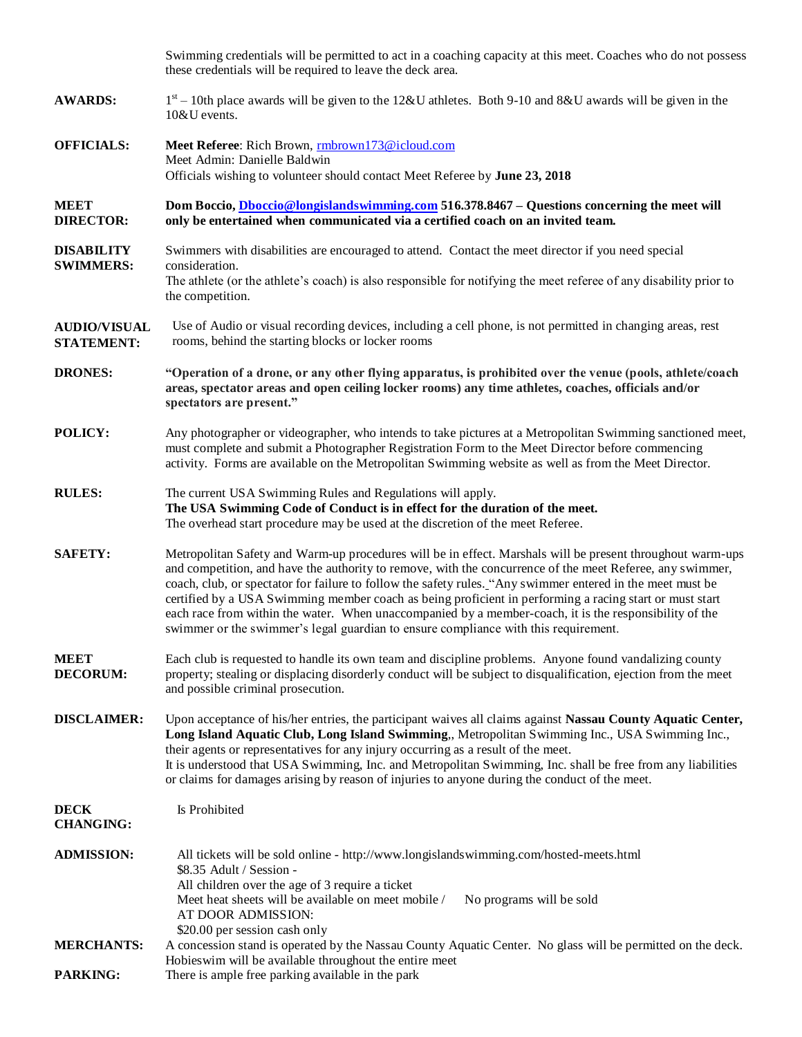Swimming credentials will be permitted to act in a coaching capacity at this meet. Coaches who do not possess these credentials will be required to leave the deck area.

**AWARDS:** 1st – 10th place awards will be given to the 12&U athletes. Both 9-10 and 8&U awards will be given in the 10&U events.

**OFFICIALS:** **Meet Referee**: Rich Brown, rmbrown173@icloud.com
Meet Admin: Danielle Baldwin
Officials wishing to volunteer should contact Meet Referee by **June 23, 2018**

**MEET DIRECTOR:** **Dom Boccio, Dboccio@longislandswimming.com 516.378.8467 – Questions concerning the meet will only be entertained when communicated via a certified coach on an invited team.**

**DISABILITY SWIMMERS:** Swimmers with disabilities are encouraged to attend. Contact the meet director if you need special consideration.
The athlete (or the athlete's coach) is also responsible for notifying the meet referee of any disability prior to the competition.

**AUDIO/VISUAL STATEMENT:** Use of Audio or visual recording devices, including a cell phone, is not permitted in changing areas, rest rooms, behind the starting blocks or locker rooms

**DRONES:** **"Operation of a drone, or any other flying apparatus, is prohibited over the venue (pools, athlete/coach areas, spectator areas and open ceiling locker rooms) any time athletes, coaches, officials and/or spectators are present."**

**POLICY:** Any photographer or videographer, who intends to take pictures at a Metropolitan Swimming sanctioned meet, must complete and submit a Photographer Registration Form to the Meet Director before commencing activity. Forms are available on the Metropolitan Swimming website as well as from the Meet Director.

**RULES:** The current USA Swimming Rules and Regulations will apply.
**The USA Swimming Code of Conduct is in effect for the duration of the meet.**
The overhead start procedure may be used at the discretion of the meet Referee.

**SAFETY:** Metropolitan Safety and Warm-up procedures will be in effect. Marshals will be present throughout warm-ups and competition, and have the authority to remove, with the concurrence of the meet Referee, any swimmer, coach, club, or spectator for failure to follow the safety rules. "Any swimmer entered in the meet must be certified by a USA Swimming member coach as being proficient in performing a racing start or must start each race from within the water. When unaccompanied by a member-coach, it is the responsibility of the swimmer or the swimmer's legal guardian to ensure compliance with this requirement.

**MEET DECORUM:** Each club is requested to handle its own team and discipline problems. Anyone found vandalizing county property; stealing or displacing disorderly conduct will be subject to disqualification, ejection from the meet and possible criminal prosecution.

**DISCLAIMER:** Upon acceptance of his/her entries, the participant waives all claims against **Nassau County Aquatic Center, Long Island Aquatic Club, Long Island Swimming**,, Metropolitan Swimming Inc., USA Swimming Inc., their agents or representatives for any injury occurring as a result of the meet.
It is understood that USA Swimming, Inc. and Metropolitan Swimming, Inc. shall be free from any liabilities or claims for damages arising by reason of injuries to anyone during the conduct of the meet.

**DECK CHANGING:** Is Prohibited

**ADMISSION:** All tickets will be sold online - http://www.longislandswimming.com/hosted-meets.html
$8.35 Adult / Session -
All children over the age of 3 require a ticket
Meet heat sheets will be available on meet mobile / No programs will be sold
AT DOOR ADMISSION:
$20.00 per session cash only

**MERCHANTS:** A concession stand is operated by the Nassau County Aquatic Center. No glass will be permitted on the deck.
Hobieswim will be available throughout the entire meet

**PARKING:** There is ample free parking available in the park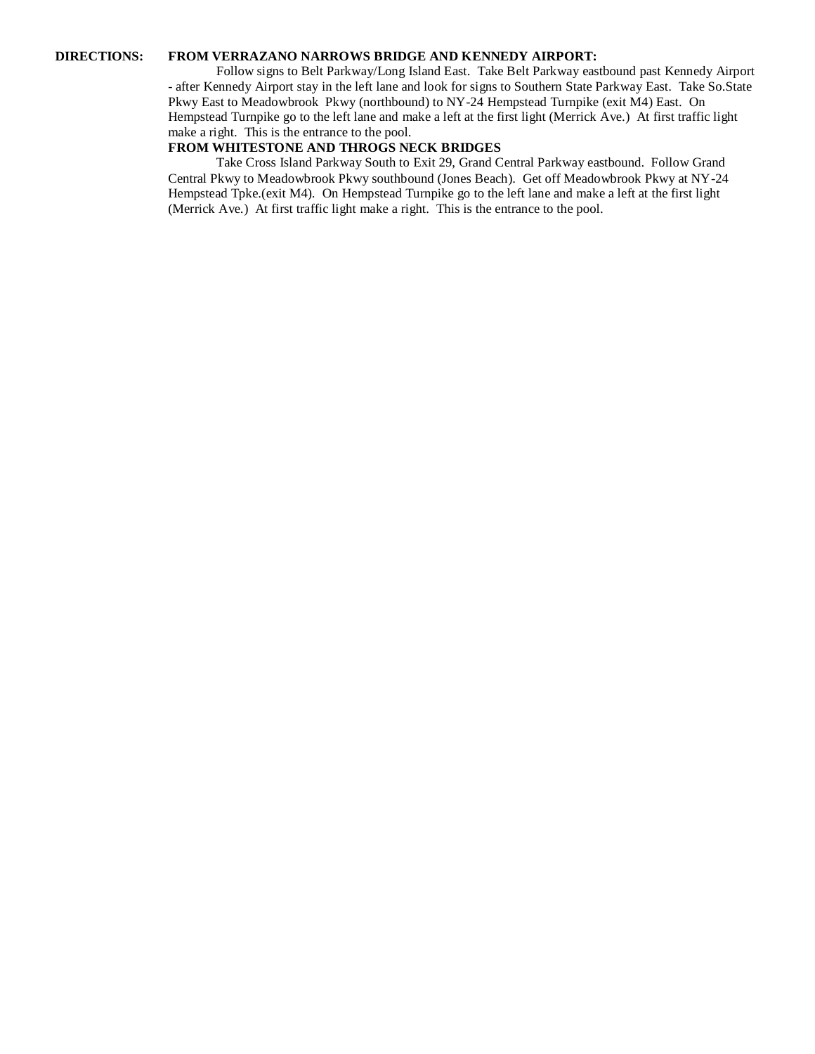**DIRECTIONS:** **FROM VERRAZANO NARROWS BRIDGE AND KENNEDY AIRPORT:**

Follow signs to Belt Parkway/Long Island East. Take Belt Parkway eastbound past Kennedy Airport - after Kennedy Airport stay in the left lane and look for signs to Southern State Parkway East. Take So.State Pkwy East to Meadowbrook Pkwy (northbound) to NY-24 Hempstead Turnpike (exit M4) East. On Hempstead Turnpike go to the left lane and make a left at the first light (Merrick Ave.) At first traffic light make a right. This is the entrance to the pool.

**FROM WHITESTONE AND THROGS NECK BRIDGES**

Take Cross Island Parkway South to Exit 29, Grand Central Parkway eastbound. Follow Grand Central Pkwy to Meadowbrook Pkwy southbound (Jones Beach). Get off Meadowbrook Pkwy at NY-24 Hempstead Tpke.(exit M4). On Hempstead Turnpike go to the left lane and make a left at the first light (Merrick Ave.) At first traffic light make a right. This is the entrance to the pool.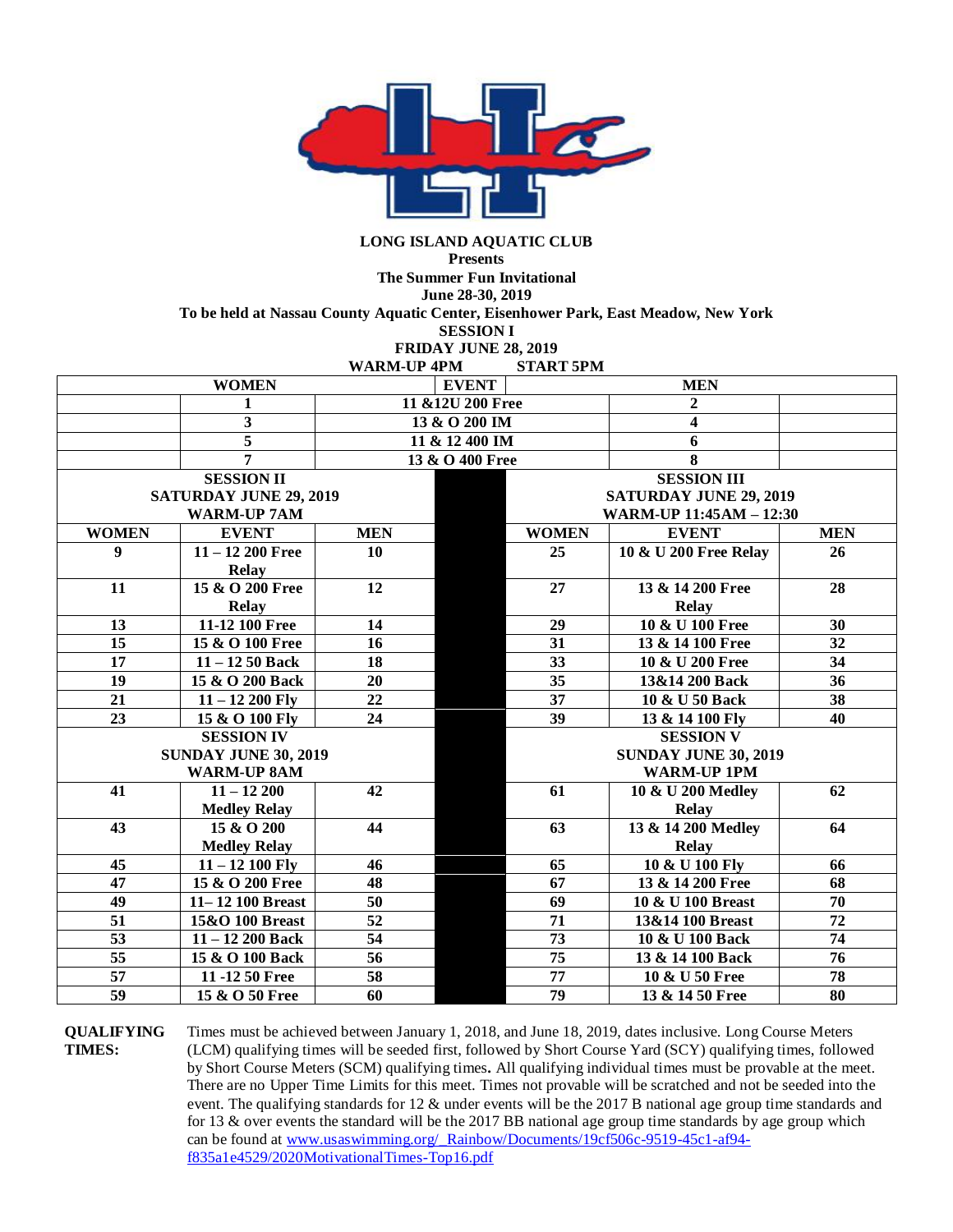**LONG ISLAND AQUATIC CLUB**
**Presents**
**The Summer Fun Invitational**
**June 28-30, 2019**
**To be held at Nassau County Aquatic Center, Eisenhower Park, East Meadow, New York**

**SESSION I**
**FRIDAY JUNE 28, 2019**
**WARM-UP 4PM START 5PM**

| WOMEN | EVENT | MEN |
|---|---|---|
| 1 | 11 &12U 200 Free | 2 |
| 3 | 13 & O 200 IM | 4 |
| 5 | 11 & 12 400 IM | 6 |
| 7 | 13 & O 400 Free | 8 |

**SESSION II**
**SATURDAY JUNE 29, 2019**
**WARM-UP 7AM**

| WOMEN | EVENT | MEN |
|---|---|---|
| 9 | 11 – 12 200 Free Relay | 10 |
| 11 | 15 & O 200 Free Relay | 12 |
| 13 | 11-12 100 Free | 14 |
| 15 | 15 & O 100 Free | 16 |
| 17 | 11 – 12 50 Back | 18 |
| 19 | 15 & O 200 Back | 20 |
| 21 | 11 – 12 200 Fly | 22 |
| 23 | 15 & O 100 Fly | 24 |

**SESSION III**
**SATURDAY JUNE 29, 2019**
**WARM-UP 11:45AM – 12:30**

| WOMEN | EVENT | MEN |
|---|---|---|
| 25 | 10 & U 200 Free Relay | 26 |
| 27 | 13 & 14 200 Free Relay | 28 |
| 29 | 10 & U 100 Free | 30 |
| 31 | 13 & 14 100 Free | 32 |
| 33 | 10 & U 200 Free | 34 |
| 35 | 13&14 200 Back | 36 |
| 37 | 10 & U 50 Back | 38 |
| 39 | 13 & 14 100 Fly | 40 |

**SESSION IV**
**SUNDAY JUNE 30, 2019**
**WARM-UP 8AM**

| WOMEN | EVENT | MEN |
|---|---|---|
| 41 | 11 – 12 200 Medley Relay | 42 |
| 43 | 15 & O 200 Medley Relay | 44 |
| 45 | 11 – 12 100 Fly | 46 |
| 47 | 15 & O 200 Free | 48 |
| 49 | 11– 12 100 Breast | 50 |
| 51 | 15&O 100 Breast | 52 |
| 53 | 11 – 12 200 Back | 54 |
| 55 | 15 & O 100 Back | 56 |
| 57 | 11 -12 50 Free | 58 |
| 59 | 15 & O 50 Free | 60 |

**SESSION V**
**SUNDAY JUNE 30, 2019**
**WARM-UP 1PM**

| WOMEN | EVENT | MEN |
|---|---|---|
| 61 | 10 & U 200 Medley Relay | 62 |
| 63 | 13 & 14 200 Medley Relay | 64 |
| 65 | 10 & U 100 Fly | 66 |
| 67 | 13 & 14 200 Free | 68 |
| 69 | 10 & U 100 Breast | 70 |
| 71 | 13&14 100 Breast | 72 |
| 73 | 10 & U 100 Back | 74 |
| 75 | 13 & 14 100 Back | 76 |
| 77 | 10 & U 50 Free | 78 |
| 79 | 13 & 14 50 Free | 80 |

**QUALIFYING TIMES:** Times must be achieved between January 1, 2018, and June 18, 2019, dates inclusive. Long Course Meters (LCM) qualifying times will be seeded first, followed by Short Course Yard (SCY) qualifying times, followed by Short Course Meters (SCM) qualifying times**.** All qualifying individual times must be provable at the meet. There are no Upper Time Limits for this meet. Times not provable will be scratched and not be seeded into the event. The qualifying standards for 12 & under events will be the 2017 B national age group time standards and for 13 & over events the standard will be the 2017 BB national age group time standards by age group which can be found at www.usaswimming.org/_Rainbow/Documents/19cf506c-9519-45c1-af94-f835a1e4529/2020MotivationalTimes-Top16.pdf